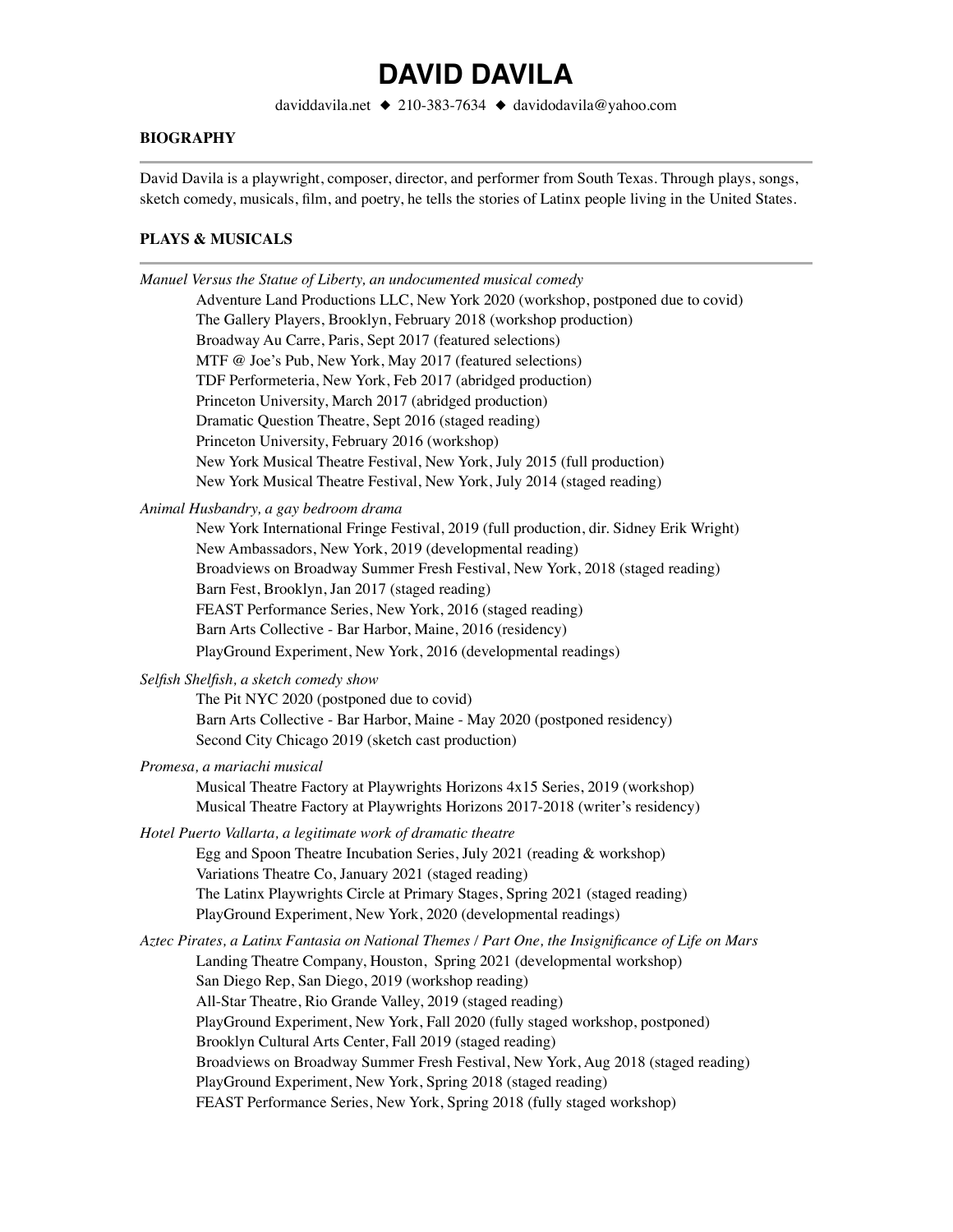# DAVID DAVILA

daviddavila.net ◆ 210-383-7634 ◆ davidodavila@yahoo.com

## BIOGRAPHY

David Davila is a playwright, composer, director, and performer from South Texas. Through plays, songs, sketch comedy, musicals, film, and poetry, he tells the stories of Latinx people living in the United States.

## PLAYS & MUSICALS

*Manuel Versus the Statue of Liberty, an undocumented musical comedy*

- Adventure Land Productions LLC, New York 2020 (workshop, postponed due to covid)
- The Gallery Players, Brooklyn, February 2018 (workshop production)
- Broadway Au Carre, Paris, Sept 2017 (featured selections)
- MTF @ Joe's Pub, New York, May 2017 (featured selections)
- TDF Performeteria, New York, Feb 2017 (abridged production)
- Princeton University, March 2017 (abridged production)
- Dramatic Question Theatre, Sept 2016 (staged reading)
- Princeton University, February 2016 (workshop)
- New York Musical Theatre Festival, New York, July 2015 (full production)
- New York Musical Theatre Festival, New York, July 2014 (staged reading)

*Animal Husbandry, a gay bedroom drama*

- New York International Fringe Festival, 2019 (full production, dir. Sidney Erik Wright)
- New Ambassadors, New York, 2019 (developmental reading)
- Broadviews on Broadway Summer Fresh Festival, New York, 2018 (staged reading)
- Barn Fest, Brooklyn, Jan 2017 (staged reading)
- FEAST Performance Series, New York, 2016 (staged reading)
- Barn Arts Collective - Bar Harbor, Maine, 2016 (residency)
- PlayGround Experiment, New York, 2016 (developmental readings)

*Selfish Shelfish, a sketch comedy show*

- The Pit NYC 2020 (postponed due to covid)
- Barn Arts Collective - Bar Harbor, Maine - May 2020 (postponed residency)
- Second City Chicago 2019 (sketch cast production)

*Promesa, a mariachi musical*

- Musical Theatre Factory at Playwrights Horizons 4x15 Series, 2019 (workshop)
- Musical Theatre Factory at Playwrights Horizons 2017-2018 (writer's residency)

*Hotel Puerto Vallarta, a legitimate work of dramatic theatre*

- Egg and Spoon Theatre Incubation Series, July 2021 (reading & workshop)
- Variations Theatre Co, January 2021 (staged reading)
- The Latinx Playwrights Circle at Primary Stages, Spring 2021 (staged reading)
- PlayGround Experiment, New York, 2020 (developmental readings)

*Aztec Pirates, a Latinx Fantasia on National Themes / Part One, the Insignificance of Life on Mars*

- Landing Theatre Company, Houston, Spring 2021 (developmental workshop)
- San Diego Rep, San Diego, 2019 (workshop reading)
- All-Star Theatre, Rio Grande Valley, 2019 (staged reading)
- PlayGround Experiment, New York, Fall 2020 (fully staged workshop, postponed)
- Brooklyn Cultural Arts Center, Fall 2019 (staged reading)
- Broadviews on Broadway Summer Fresh Festival, New York, Aug 2018 (staged reading)
- PlayGround Experiment, New York, Spring 2018 (staged reading)
- FEAST Performance Series, New York, Spring 2018 (fully staged workshop)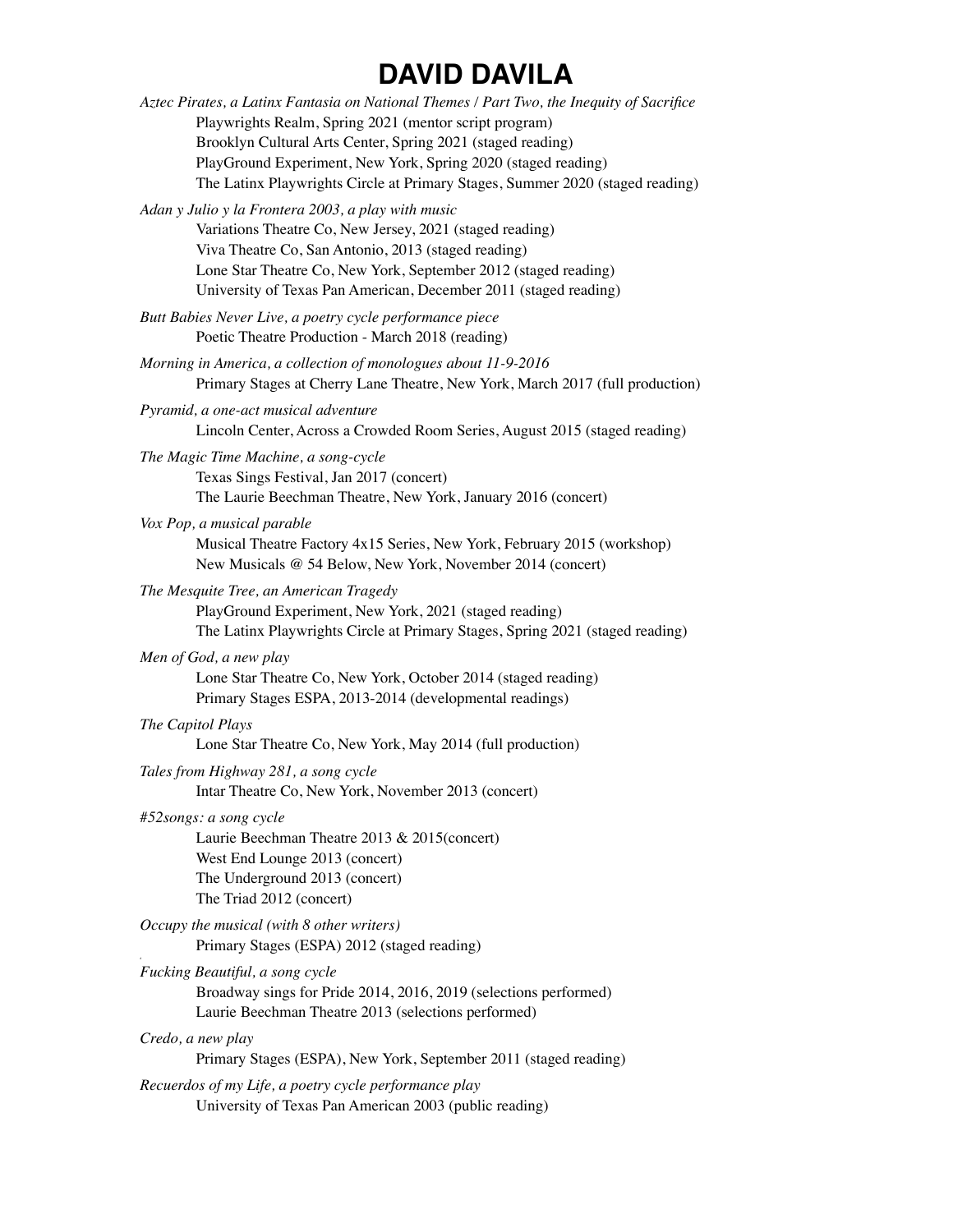# DAVID DAVILA

*Aztec Pirates, a Latinx Fantasia on National Themes / Part Two, the Inequity of Sacrifice*

Playwrights Realm, Spring 2021 (mentor script program)
Brooklyn Cultural Arts Center, Spring 2021 (staged reading)
PlayGround Experiment, New York, Spring 2020 (staged reading)
The Latinx Playwrights Circle at Primary Stages, Summer 2020 (staged reading)

*Adan y Julio y la Frontera 2003, a play with music*

Variations Theatre Co, New Jersey, 2021 (staged reading)
Viva Theatre Co, San Antonio, 2013 (staged reading)
Lone Star Theatre Co, New York, September 2012 (staged reading)
University of Texas Pan American, December 2011 (staged reading)

*Butt Babies Never Live, a poetry cycle performance piece*

Poetic Theatre Production - March 2018 (reading)

*Morning in America, a collection of monologues about 11-9-2016*

Primary Stages at Cherry Lane Theatre, New York, March 2017 (full production)

*Pyramid, a one-act musical adventure*

Lincoln Center, Across a Crowded Room Series, August 2015 (staged reading)

*The Magic Time Machine, a song-cycle*

Texas Sings Festival, Jan 2017 (concert)
The Laurie Beechman Theatre, New York, January 2016 (concert)

*Vox Pop, a musical parable*

Musical Theatre Factory 4x15 Series, New York, February 2015 (workshop)
New Musicals @ 54 Below, New York, November 2014 (concert)

*The Mesquite Tree, an American Tragedy*

PlayGround Experiment, New York, 2021 (staged reading)
The Latinx Playwrights Circle at Primary Stages, Spring 2021 (staged reading)

*Men of God, a new play*

Lone Star Theatre Co, New York, October 2014 (staged reading)
Primary Stages ESPA, 2013-2014 (developmental readings)

*The Capitol Plays*

Lone Star Theatre Co, New York, May 2014 (full production)

*Tales from Highway 281, a song cycle*

Intar Theatre Co, New York, November 2013 (concert)

*#52songs: a song cycle*

Laurie Beechman Theatre 2013 & 2015(concert)
West End Lounge 2013 (concert)
The Underground 2013 (concert)
The Triad 2012 (concert)

*Occupy the musical (with 8 other writers)*

Primary Stages (ESPA) 2012 (staged reading)

*Fucking Beautiful, a song cycle*

Broadway sings for Pride 2014, 2016, 2019 (selections performed)
Laurie Beechman Theatre 2013 (selections performed)

*Credo, a new play*

Primary Stages (ESPA), New York, September 2011 (staged reading)

*Recuerdos of my Life, a poetry cycle performance play*

University of Texas Pan American 2003 (public reading)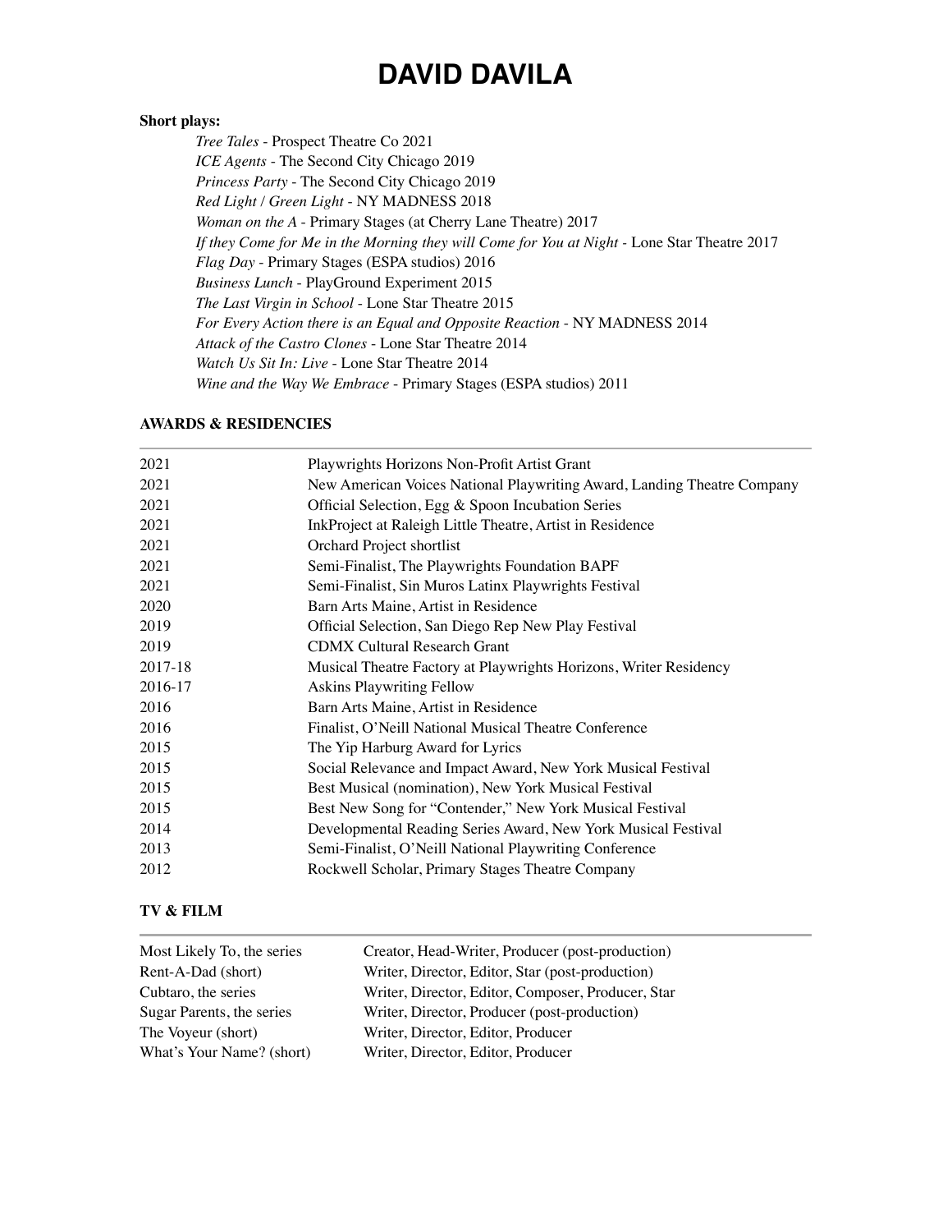# DAVID DAVILA

**Short plays:**

*Tree Tales* - Prospect Theatre Co 2021
*ICE Agents* - The Second City Chicago 2019
*Princess Party* - The Second City Chicago 2019
*Red Light / Green Light* - NY MADNESS 2018
*Woman on the A* - Primary Stages (at Cherry Lane Theatre) 2017
*If they Come for Me in the Morning they will Come for You at Night* - Lone Star Theatre 2017
*Flag Day* - Primary Stages (ESPA studios) 2016
*Business Lunch* - PlayGround Experiment 2015
*The Last Virgin in School* - Lone Star Theatre 2015
*For Every Action there is an Equal and Opposite Reaction* - NY MADNESS 2014
*Attack of the Castro Clones* - Lone Star Theatre 2014
*Watch Us Sit In: Live* - Lone Star Theatre 2014
*Wine and the Way We Embrace* - Primary Stages (ESPA studios) 2011

**AWARDS & RESIDENCIES**

| | |
|---|---|
| 2021 | Playwrights Horizons Non-Profit Artist Grant |
| 2021 | New American Voices National Playwriting Award, Landing Theatre Company |
| 2021 | Official Selection, Egg & Spoon Incubation Series |
| 2021 | InkProject at Raleigh Little Theatre, Artist in Residence |
| 2021 | Orchard Project shortlist |
| 2021 | Semi-Finalist, The Playwrights Foundation BAPF |
| 2021 | Semi-Finalist, Sin Muros Latinx Playwrights Festival |
| 2020 | Barn Arts Maine, Artist in Residence |
| 2019 | Official Selection, San Diego Rep New Play Festival |
| 2019 | CDMX Cultural Research Grant |
| 2017-18 | Musical Theatre Factory at Playwrights Horizons, Writer Residency |
| 2016-17 | Askins Playwriting Fellow |
| 2016 | Barn Arts Maine, Artist in Residence |
| 2016 | Finalist, O'Neill National Musical Theatre Conference |
| 2015 | The Yip Harburg Award for Lyrics |
| 2015 | Social Relevance and Impact Award, New York Musical Festival |
| 2015 | Best Musical (nomination), New York Musical Festival |
| 2015 | Best New Song for "Contender," New York Musical Festival |
| 2014 | Developmental Reading Series Award, New York Musical Festival |
| 2013 | Semi-Finalist, O'Neill National Playwriting Conference |
| 2012 | Rockwell Scholar, Primary Stages Theatre Company |

**TV & FILM**

| | |
|---|---|
| Most Likely To, the series | Creator, Head-Writer, Producer (post-production) |
| Rent-A-Dad (short) | Writer, Director, Editor, Star (post-production) |
| Cubtaro, the series | Writer, Director, Editor, Composer, Producer, Star |
| Sugar Parents, the series | Writer, Director, Producer (post-production) |
| The Voyeur (short) | Writer, Director, Editor, Producer |
| What's Your Name? (short) | Writer, Director, Editor, Producer |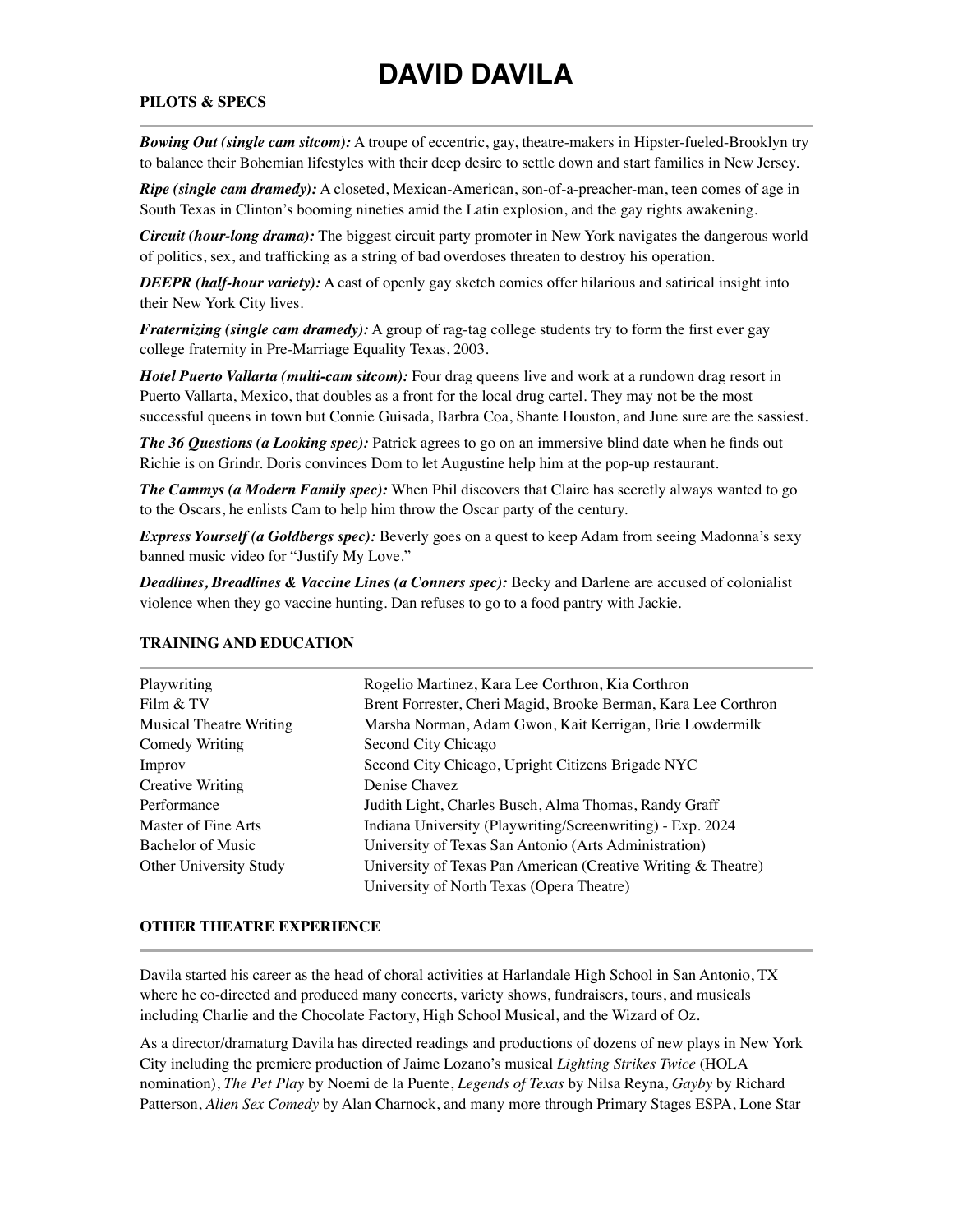# DAVID DAVILA

## PILOTS & SPECS

***Bowing Out (single cam sitcom):*** A troupe of eccentric, gay, theatre-makers in Hipster-fueled-Brooklyn try to balance their Bohemian lifestyles with their deep desire to settle down and start families in New Jersey.

***Ripe (single cam dramedy):*** A closeted, Mexican-American, son-of-a-preacher-man, teen comes of age in South Texas in Clinton's booming nineties amid the Latin explosion, and the gay rights awakening.

***Circuit (hour-long drama):*** The biggest circuit party promoter in New York navigates the dangerous world of politics, sex, and trafficking as a string of bad overdoses threaten to destroy his operation.

***DEEPR (half-hour variety):*** A cast of openly gay sketch comics offer hilarious and satirical insight into their New York City lives.

***Fraternizing (single cam dramedy):*** A group of rag-tag college students try to form the first ever gay college fraternity in Pre-Marriage Equality Texas, 2003.

***Hotel Puerto Vallarta (multi-cam sitcom):*** Four drag queens live and work at a rundown drag resort in Puerto Vallarta, Mexico, that doubles as a front for the local drug cartel. They may not be the most successful queens in town but Connie Guisada, Barbra Coa, Shante Houston, and June sure are the sassiest.

***The 36 Questions (a Looking spec):*** Patrick agrees to go on an immersive blind date when he finds out Richie is on Grindr. Doris convinces Dom to let Augustine help him at the pop-up restaurant.

***The Cammys (a Modern Family spec):*** When Phil discovers that Claire has secretly always wanted to go to the Oscars, he enlists Cam to help him throw the Oscar party of the century.

***Express Yourself (a Goldbergs spec):*** Beverly goes on a quest to keep Adam from seeing Madonna's sexy banned music video for "Justify My Love."

***Deadlines, Breadlines & Vaccine Lines (a Conners spec):*** Becky and Darlene are accused of colonialist violence when they go vaccine hunting. Dan refuses to go to a food pantry with Jackie.

## TRAINING AND EDUCATION

| | |
|---|---|
| Playwriting | Rogelio Martinez, Kara Lee Corthron, Kia Corthron |
| Film & TV | Brent Forrester, Cheri Magid, Brooke Berman, Kara Lee Corthron |
| Musical Theatre Writing | Marsha Norman, Adam Gwon, Kait Kerrigan, Brie Lowdermilk |
| Comedy Writing | Second City Chicago |
| Improv | Second City Chicago, Upright Citizens Brigade NYC |
| Creative Writing | Denise Chavez |
| Performance | Judith Light, Charles Busch, Alma Thomas, Randy Graff |
| Master of Fine Arts | Indiana University (Playwriting/Screenwriting) - Exp. 2024 |
| Bachelor of Music | University of Texas San Antonio (Arts Administration) |
| Other University Study | University of Texas Pan American (Creative Writing & Theatre) |
| | University of North Texas (Opera Theatre) |

## OTHER THEATRE EXPERIENCE

Davila started his career as the head of choral activities at Harlandale High School in San Antonio, TX where he co-directed and produced many concerts, variety shows, fundraisers, tours, and musicals including Charlie and the Chocolate Factory, High School Musical, and the Wizard of Oz.

As a director/dramaturg Davila has directed readings and productions of dozens of new plays in New York City including the premiere production of Jaime Lozano's musical *Lighting Strikes Twice* (HOLA nomination), *The Pet Play* by Noemi de la Puente, *Legends of Texas* by Nilsa Reyna, *Gayby* by Richard Patterson, *Alien Sex Comedy* by Alan Charnock, and many more through Primary Stages ESPA, Lone Star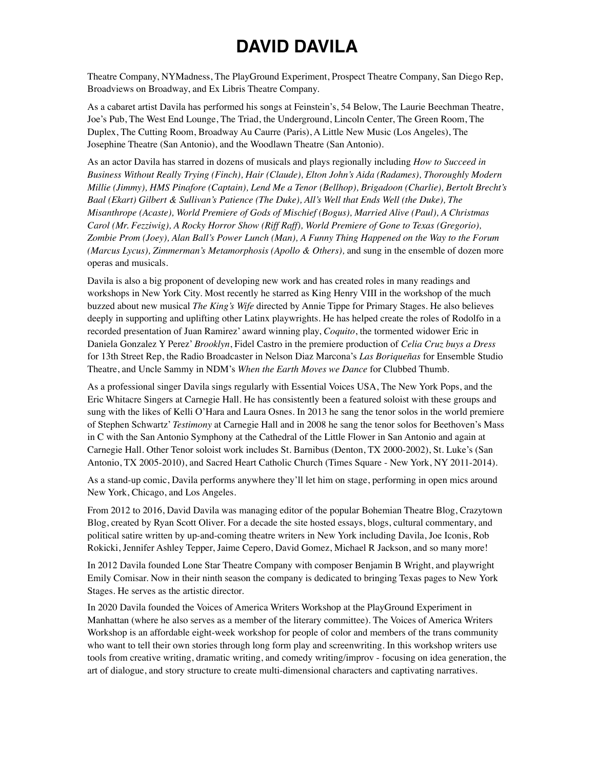# DAVID DAVILA

Theatre Company, NYMadness, The PlayGround Experiment, Prospect Theatre Company, San Diego Rep, Broadviews on Broadway, and Ex Libris Theatre Company.

As a cabaret artist Davila has performed his songs at Feinstein's, 54 Below, The Laurie Beechman Theatre, Joe's Pub, The West End Lounge, The Triad, the Underground, Lincoln Center, The Green Room, The Duplex, The Cutting Room, Broadway Au Caurre (Paris), A Little New Music (Los Angeles), The Josephine Theatre (San Antonio), and the Woodlawn Theatre (San Antonio).

As an actor Davila has starred in dozens of musicals and plays regionally including *How to Succeed in Business Without Really Trying (Finch), Hair (Claude), Elton John's Aida (Radames), Thoroughly Modern Millie (Jimmy), HMS Pinafore (Captain), Lend Me a Tenor (Bellhop), Brigadoon (Charlie), Bertolt Brecht's Baal (Ekart) Gilbert & Sullivan's Patience (The Duke), All's Well that Ends Well (the Duke), The Misanthrope (Acaste), World Premiere of Gods of Mischief (Bogus), Married Alive (Paul), A Christmas Carol (Mr. Fezziwig), A Rocky Horror Show (Riff Raff), World Premiere of Gone to Texas (Gregorio), Zombie Prom (Joey), Alan Ball's Power Lunch (Man), A Funny Thing Happened on the Way to the Forum (Marcus Lycus), Zimmerman's Metamorphosis (Apollo & Others),* and sung in the ensemble of dozen more operas and musicals.

Davila is also a big proponent of developing new work and has created roles in many readings and workshops in New York City. Most recently he starred as King Henry VIII in the workshop of the much buzzed about new musical *The King's Wife* directed by Annie Tippe for Primary Stages. He also believes deeply in supporting and uplifting other Latinx playwrights. He has helped create the roles of Rodolfo in a recorded presentation of Juan Ramirez' award winning play, *Coquito*, the tormented widower Eric in Daniela Gonzalez Y Perez' *Brooklyn*, Fidel Castro in the premiere production of *Celia Cruz buys a Dress* for 13th Street Rep, the Radio Broadcaster in Nelson Diaz Marcona's *Las Boriqueñas* for Ensemble Studio Theatre, and Uncle Sammy in NDM's *When the Earth Moves we Dance* for Clubbed Thumb.

As a professional singer Davila sings regularly with Essential Voices USA, The New York Pops, and the Eric Whitacre Singers at Carnegie Hall. He has consistently been a featured soloist with these groups and sung with the likes of Kelli O'Hara and Laura Osnes. In 2013 he sang the tenor solos in the world premiere of Stephen Schwartz' *Testimony* at Carnegie Hall and in 2008 he sang the tenor solos for Beethoven's Mass in C with the San Antonio Symphony at the Cathedral of the Little Flower in San Antonio and again at Carnegie Hall. Other Tenor soloist work includes St. Barnibus (Denton, TX 2000-2002), St. Luke's (San Antonio, TX 2005-2010), and Sacred Heart Catholic Church (Times Square - New York, NY 2011-2014).

As a stand-up comic, Davila performs anywhere they'll let him on stage, performing in open mics around New York, Chicago, and Los Angeles.

From 2012 to 2016, David Davila was managing editor of the popular Bohemian Theatre Blog, Crazytown Blog, created by Ryan Scott Oliver. For a decade the site hosted essays, blogs, cultural commentary, and political satire written by up-and-coming theatre writers in New York including Davila, Joe Iconis, Rob Rokicki, Jennifer Ashley Tepper, Jaime Cepero, David Gomez, Michael R Jackson, and so many more!

In 2012 Davila founded Lone Star Theatre Company with composer Benjamin B Wright, and playwright Emily Comisar. Now in their ninth season the company is dedicated to bringing Texas pages to New York Stages. He serves as the artistic director.

In 2020 Davila founded the Voices of America Writers Workshop at the PlayGround Experiment in Manhattan (where he also serves as a member of the literary committee). The Voices of America Writers Workshop is an affordable eight-week workshop for people of color and members of the trans community who want to tell their own stories through long form play and screenwriting. In this workshop writers use tools from creative writing, dramatic writing, and comedy writing/improv - focusing on idea generation, the art of dialogue, and story structure to create multi-dimensional characters and captivating narratives.